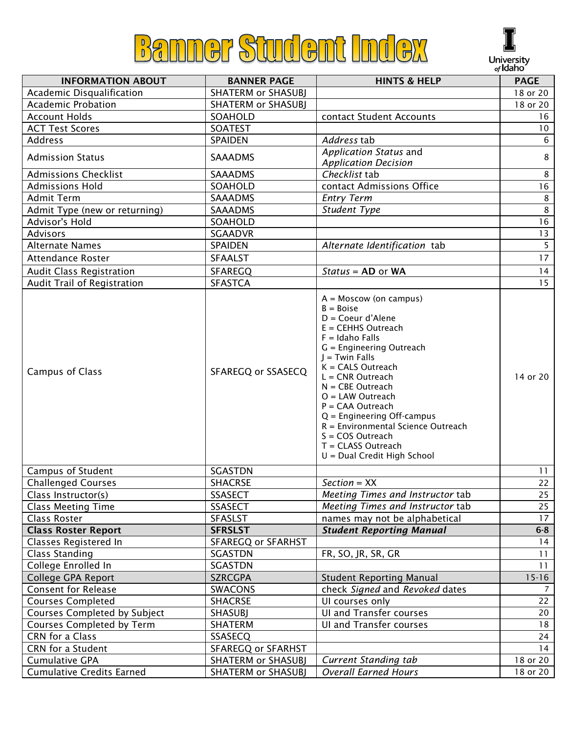# Banner Student Index

University of Idaho

| INFORMATION ABOUT | BANNER PAGE | HINTS & HELP | PAGE |
|---|---|---|---|
| Academic Disqualification | SHATERM or SHASUBJ | | 18 or 20 |
| Academic Probation | SHATERM or SHASUBJ | | 18 or 20 |
| Account Holds | SOAHOLD | contact Student Accounts | 16 |
| ACT Test Scores | SOATEST | | 10 |
| Address | SPAIDEN | *Address* tab | 6 |
| Admission Status | SAAADMS | *Application Status* and *Application Decision* | 8 |
| Admissions Checklist | SAAADMS | *Checklist* tab | 8 |
| Admissions Hold | SOAHOLD | contact Admissions Office | 16 |
| Admit Term | SAAADMS | *Entry Term* | 8 |
| Admit Type (new or returning) | SAAADMS | *Student Type* | 8 |
| Advisor's Hold | SOAHOLD | | 16 |
| Advisors | SGAADVR | | 13 |
| Alternate Names | SPAIDEN | *Alternate Identification* tab | 5 |
| Attendance Roster | SFAALST | | 17 |
| Audit Class Registration | SFAREGQ | *Status* = **AD** or **WA** | 14 |
| Audit Trail of Registration | SFASTCA | | 15 |
| Campus of Class | SFAREGQ or SSASECQ | A = Moscow (on campus)<br>B = Boise<br>D = Coeur d'Alene<br>E = CEHHS Outreach<br>F = Idaho Falls<br>G = Engineering Outreach<br>J = Twin Falls<br>K = CALS Outreach<br>L = CNR Outreach<br>N = CBE Outreach<br>O = LAW Outreach<br>P = CAA Outreach<br>Q = Engineering Off-campus<br>R = Environmental Science Outreach<br>S = COS Outreach<br>T = CLASS Outreach<br>U = Dual Credit High School | 14 or 20 |
| Campus of Student | SGASTDN | | 11 |
| Challenged Courses | SHACRSE | *Section* = XX | 22 |
| Class Instructor(s) | SSASECT | *Meeting Times and Instructor* tab | 25 |
| Class Meeting Time | SSASECT | *Meeting Times and Instructor* tab | 25 |
| Class Roster | SFASLST | names may not be alphabetical | 17 |
| **Class Roster Report** | **SFRSLST** | ***Student Reporting Manual*** | **6-8** |
| Classes Registered In | SFAREGQ or SFARHST | | 14 |
| Class Standing | SGASTDN | FR, SO, JR, SR, GR | 11 |
| College Enrolled In | SGASTDN | | 11 |
| College GPA Report | SZRCGPA | Student Reporting Manual | 15-16 |
| Consent for Release | SWACONS | check *Signed* and *Revoked* dates | 7 |
| Courses Completed | SHACRSE | UI courses only | 22 |
| Courses Completed by Subject | SHASUBJ | UI and Transfer courses | 20 |
| Courses Completed by Term | SHATERM | UI and Transfer courses | 18 |
| CRN for a Class | SSASECQ | | 24 |
| CRN for a Student | SFAREGQ or SFARHST | | 14 |
| Cumulative GPA | SHATERM or SHASUBJ | *Current Standing tab* | 18 or 20 |
| Cumulative Credits Earned | SHATERM or SHASUBJ | *Overall Earned Hours* | 18 or 20 |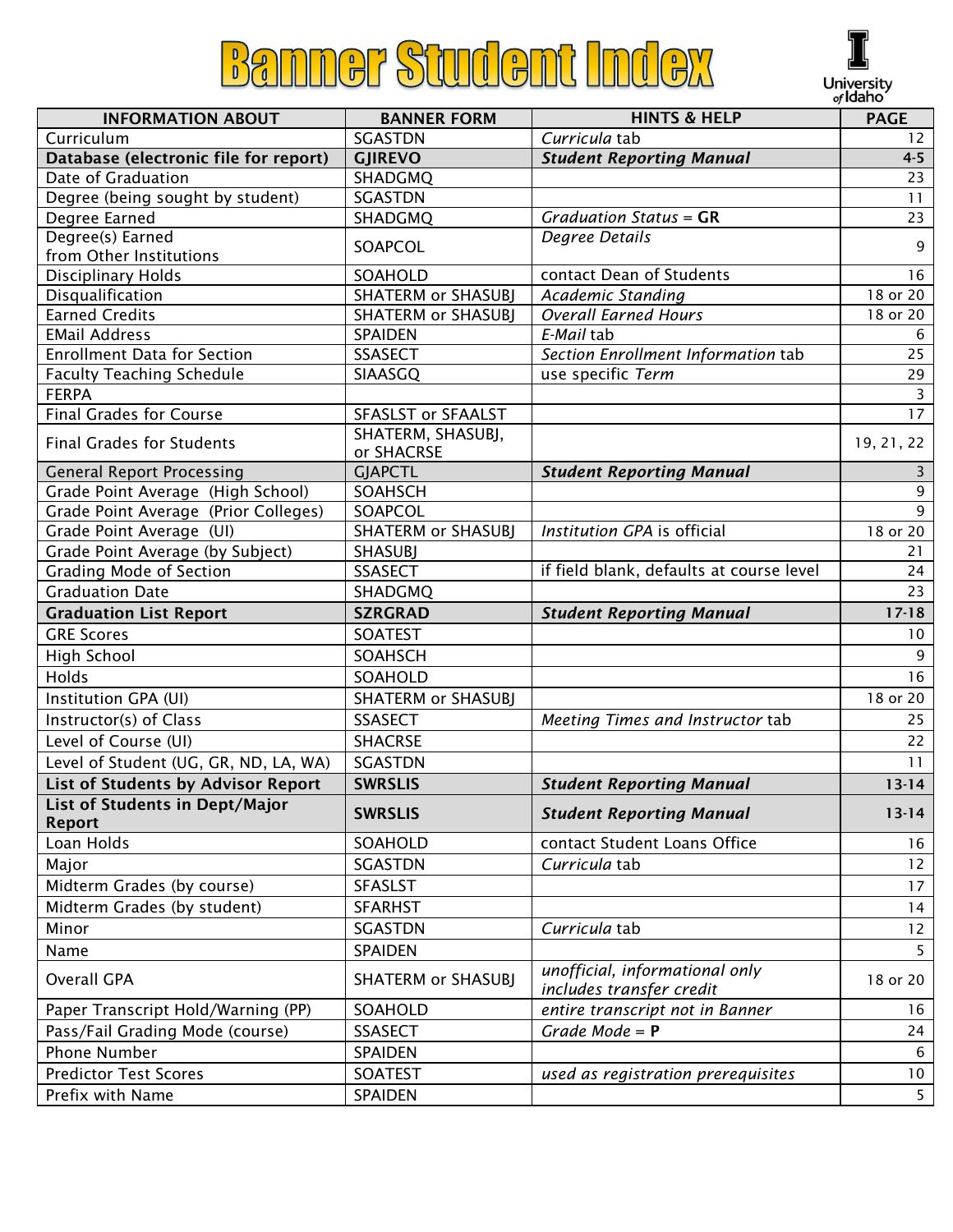# Banner Student Index

University of Idaho

| INFORMATION ABOUT | BANNER FORM | HINTS & HELP | PAGE |
|---|---|---|---|
| Curriculum | SGASTDN | *Curricula* tab | 12 |
| **Database (electronic file for report)** | **GJIREVO** | ***Student Reporting Manual*** | **4-5** |
| Date of Graduation | SHADGMQ | | 23 |
| Degree (being sought by student) | SGASTDN | | 11 |
| Degree Earned | SHADGMQ | *Graduation Status* = **GR** | 23 |
| Degree(s) Earned from Other Institutions | SOAPCOL | *Degree Details* | 9 |
| Disciplinary Holds | SOAHOLD | contact Dean of Students | 16 |
| Disqualification | SHATERM or SHASUBJ | *Academic Standing* | 18 or 20 |
| Earned Credits | SHATERM or SHASUBJ | *Overall Earned Hours* | 18 or 20 |
| EMail Address | SPAIDEN | *E-Mail* tab | 6 |
| Enrollment Data for Section | SSASECT | *Section Enrollment Information* tab | 25 |
| Faculty Teaching Schedule | SIAASGQ | use specific *Term* | 29 |
| FERPA | | | 3 |
| Final Grades for Course | SFASLST or SFAALST | | 17 |
| Final Grades for Students | SHATERM, SHASUBJ, or SHACRSE | | 19, 21, 22 |
| General Report Processing | GJAPCTL | ***Student Reporting Manual*** | 3 |
| Grade Point Average (High School) | SOAHSCH | | 9 |
| Grade Point Average (Prior Colleges) | SOAPCOL | | 9 |
| Grade Point Average (UI) | SHATERM or SHASUBJ | *Institution GPA* is official | 18 or 20 |
| Grade Point Average (by Subject) | SHASUBJ | | 21 |
| Grading Mode of Section | SSASECT | if field blank, defaults at course level | 24 |
| Graduation Date | SHADGMQ | | 23 |
| **Graduation List Report** | **SZRGRAD** | ***Student Reporting Manual*** | **17-18** |
| GRE Scores | SOATEST | | 10 |
| High School | SOAHSCH | | 9 |
| Holds | SOAHOLD | | 16 |
| Institution GPA (UI) | SHATERM or SHASUBJ | | 18 or 20 |
| Instructor(s) of Class | SSASECT | *Meeting Times and Instructor* tab | 25 |
| Level of Course (UI) | SHACRSE | | 22 |
| Level of Student (UG, GR, ND, LA, WA) | SGASTDN | | 11 |
| **List of Students by Advisor Report** | **SWRSLIS** | ***Student Reporting Manual*** | **13-14** |
| **List of Students in Dept/Major Report** | **SWRSLIS** | ***Student Reporting Manual*** | **13-14** |
| Loan Holds | SOAHOLD | contact Student Loans Office | 16 |
| Major | SGASTDN | *Curricula* tab | 12 |
| Midterm Grades (by course) | SFASLST | | 17 |
| Midterm Grades (by student) | SFARHST | | 14 |
| Minor | SGASTDN | *Curricula* tab | 12 |
| Name | SPAIDEN | | 5 |
| Overall GPA | SHATERM or SHASUBJ | *unofficial, informational only includes transfer credit* | 18 or 20 |
| Paper Transcript Hold/Warning (PP) | SOAHOLD | *entire transcript not in Banner* | 16 |
| Pass/Fail Grading Mode (course) | SSASECT | *Grade Mode* = **P** | 24 |
| Phone Number | SPAIDEN | | 6 |
| Predictor Test Scores | SOATEST | *used as registration prerequisites* | 10 |
| Prefix with Name | SPAIDEN | | 5 |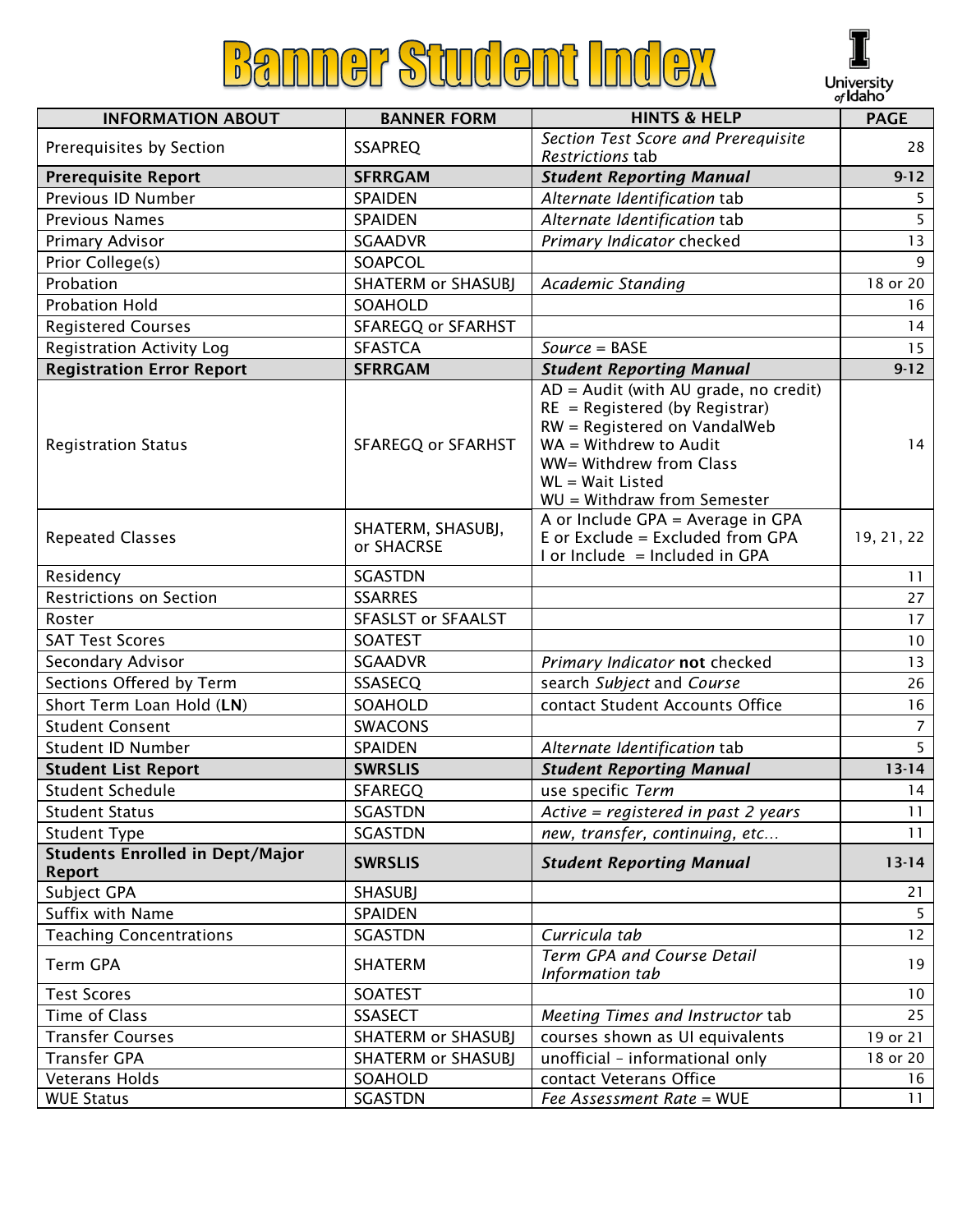# Banner Student Index

| INFORMATION ABOUT | BANNER FORM | HINTS & HELP | PAGE |
|---|---|---|---|
| Prerequisites by Section | SSAPREQ | *Section Test Score and Prerequisite Restrictions* tab | 28 |
| **Prerequisite Report** | **SFRRGAM** | ***Student Reporting Manual*** | **9-12** |
| Previous ID Number | SPAIDEN | *Alternate Identification* tab | 5 |
| Previous Names | SPAIDEN | *Alternate Identification* tab | 5 |
| Primary Advisor | SGAADVR | *Primary Indicator* checked | 13 |
| Prior College(s) | SOAPCOL | | 9 |
| Probation | SHATERM or SHASUBJ | *Academic Standing* | 18 or 20 |
| Probation Hold | SOAHOLD | | 16 |
| Registered Courses | SFAREGQ or SFARHST | | 14 |
| Registration Activity Log | SFASTCA | *Source* = BASE | 15 |
| **Registration Error Report** | **SFRRGAM** | ***Student Reporting Manual*** | **9-12** |
| Registration Status | SFAREGQ or SFARHST | AD = Audit (with AU grade, no credit)<br>RE = Registered (by Registrar)<br>RW = Registered on VandalWeb<br>WA = Withdrew to Audit<br>WW= Withdrew from Class<br>WL = Wait Listed<br>WU = Withdraw from Semester | 14 |
| Repeated Classes | SHATERM, SHASUBJ, or SHACRSE | A or Include GPA = Average in GPA<br>E or Exclude = Excluded from GPA<br>I or Include = Included in GPA | 19, 21, 22 |
| Residency | SGASTDN | | 11 |
| Restrictions on Section | SSARRES | | 27 |
| Roster | SFASLST or SFAALST | | 17 |
| SAT Test Scores | SOATEST | | 10 |
| Secondary Advisor | SGAADVR | *Primary Indicator* **not** checked | 13 |
| Sections Offered by Term | SSASECQ | search *Subject* and *Course* | 26 |
| Short Term Loan Hold (**LN**) | SOAHOLD | contact Student Accounts Office | 16 |
| Student Consent | SWACONS | | 7 |
| Student ID Number | SPAIDEN | *Alternate Identification* tab | 5 |
| **Student List Report** | **SWRSLIS** | ***Student Reporting Manual*** | **13-14** |
| Student Schedule | SFAREGQ | use specific *Term* | 14 |
| Student Status | SGASTDN | *Active = registered in past 2 years* | 11 |
| Student Type | SGASTDN | *new, transfer, continuing, etc…* | 11 |
| **Students Enrolled in Dept/Major Report** | **SWRSLIS** | ***Student Reporting Manual*** | **13-14** |
| Subject GPA | SHASUBJ | | 21 |
| Suffix with Name | SPAIDEN | | 5 |
| Teaching Concentrations | SGASTDN | *Curricula tab* | 12 |
| Term GPA | SHATERM | *Term GPA and Course Detail Information tab* | 19 |
| Test Scores | SOATEST | | 10 |
| Time of Class | SSASECT | *Meeting Times and Instructor* tab | 25 |
| Transfer Courses | SHATERM or SHASUBJ | courses shown as UI equivalents | 19 or 21 |
| Transfer GPA | SHATERM or SHASUBJ | unofficial – informational only | 18 or 20 |
| Veterans Holds | SOAHOLD | contact Veterans Office | 16 |
| WUE Status | SGASTDN | *Fee Assessment Rate* = WUE | 11 |